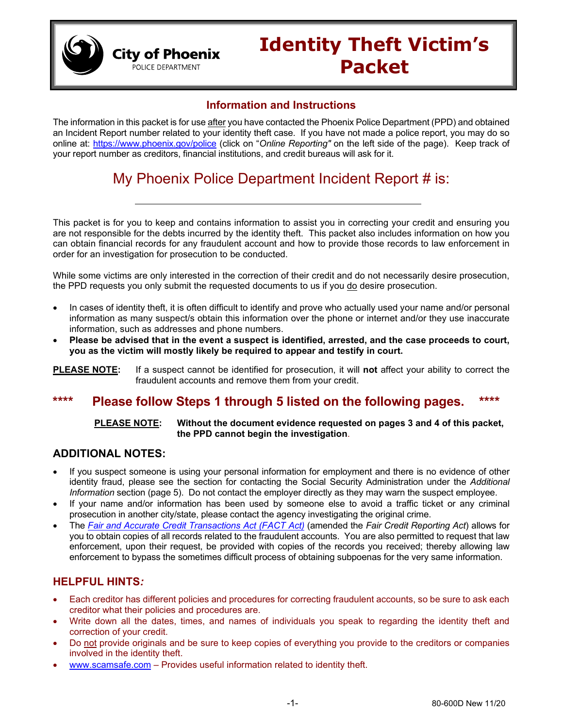City of Phoenix
POLICE DEPARTMENT

# Identity Theft Victim's Packet

## Information and Instructions

The information in this packet is for use after you have contacted the Phoenix Police Department (PPD) and obtained an Incident Report number related to your identity theft case. If you have not made a police report, you may do so online at: https://www.phoenix.gov/police (click on "*Online Reporting"* on the left side of the page). Keep track of your report number as creditors, financial institutions, and credit bureaus will ask for it.

## My Phoenix Police Department Incident Report # is:

______________________________________________

This packet is for you to keep and contains information to assist you in correcting your credit and ensuring you are not responsible for the debts incurred by the identity theft. This packet also includes information on how you can obtain financial records for any fraudulent account and how to provide those records to law enforcement in order for an investigation for prosecution to be conducted.

While some victims are only interested in the correction of their credit and do not necessarily desire prosecution, the PPD requests you only submit the requested documents to us if you do desire prosecution.

- In cases of identity theft, it is often difficult to identify and prove who actually used your name and/or personal information as many suspect/s obtain this information over the phone or internet and/or they use inaccurate information, such as addresses and phone numbers.
- **Please be advised that in the event a suspect is identified, arrested, and the case proceeds to court, you as the victim will mostly likely be required to appear and testify in court.**

**PLEASE NOTE:** If a suspect cannot be identified for prosecution, it will **not** affect your ability to correct the fraudulent accounts and remove them from your credit.

## **** Please follow Steps 1 through 5 listed on the following pages. ****

**PLEASE NOTE: Without the document evidence requested on pages 3 and 4 of this packet, the PPD cannot begin the investigation.**

### ADDITIONAL NOTES:

- If you suspect someone is using your personal information for employment and there is no evidence of other identity fraud, please see the section for contacting the Social Security Administration under the *Additional Information* section (page 5). Do not contact the employer directly as they may warn the suspect employee.
- If your name and/or information has been used by someone else to avoid a traffic ticket or any criminal prosecution in another city/state, please contact the agency investigating the original crime.
- The *Fair and Accurate Credit Transactions Act (FACT Act)* (amended the *Fair Credit Reporting Act*) allows for you to obtain copies of all records related to the fraudulent accounts. You are also permitted to request that law enforcement, upon their request, be provided with copies of the records you received; thereby allowing law enforcement to bypass the sometimes difficult process of obtaining subpoenas for the very same information.

### HELPFUL HINTS*:*

- Each creditor has different policies and procedures for correcting fraudulent accounts, so be sure to ask each creditor what their policies and procedures are.
- Write down all the dates, times, and names of individuals you speak to regarding the identity theft and correction of your credit.
- Do not provide originals and be sure to keep copies of everything you provide to the creditors or companies involved in the identity theft.
- www.scamsafe.com – Provides useful information related to identity theft.

80-600D New 11/20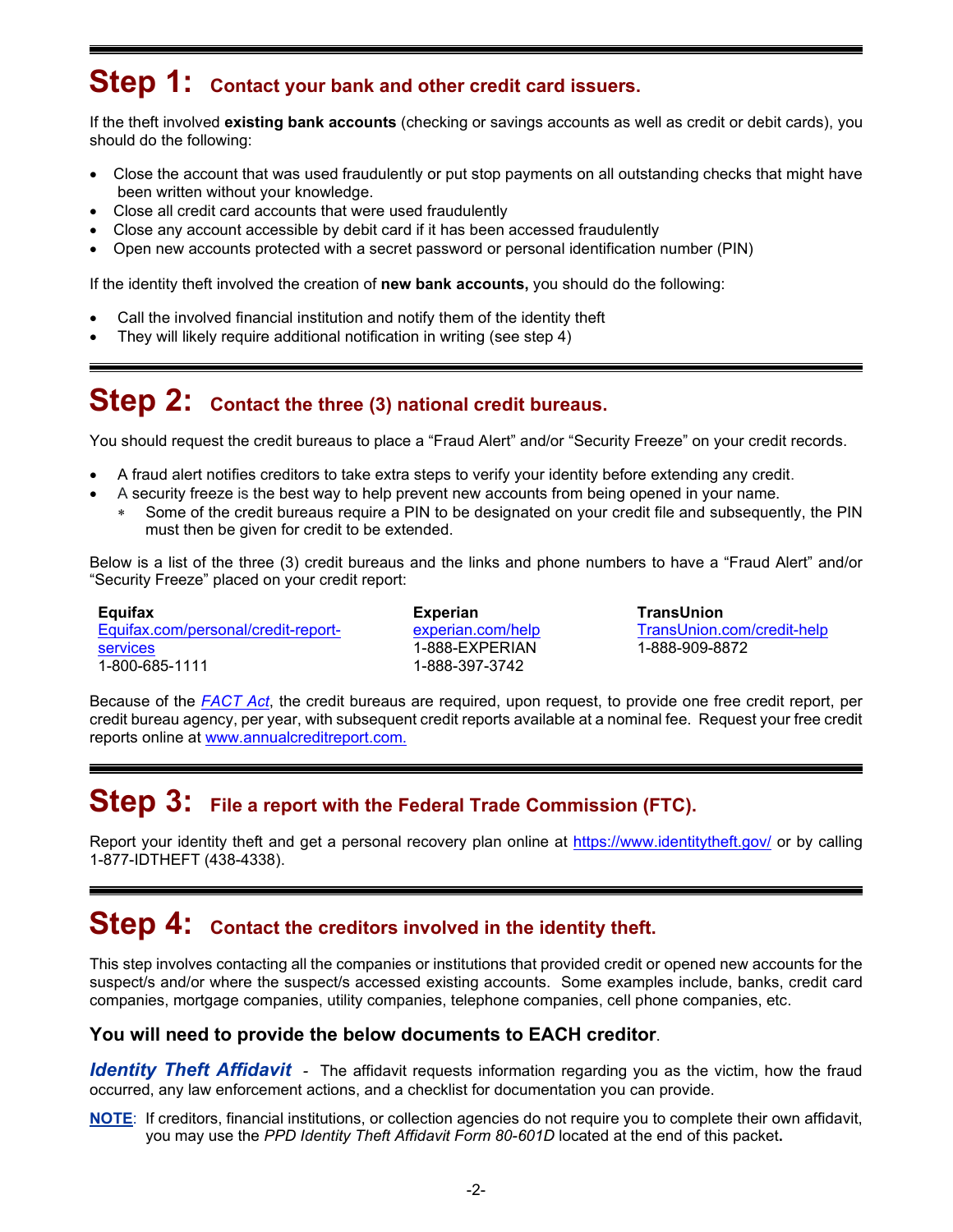## Step 1: Contact your bank and other credit card issuers.

If the theft involved **existing bank accounts** (checking or savings accounts as well as credit or debit cards), you should do the following:

- Close the account that was used fraudulently or put stop payments on all outstanding checks that might have been written without your knowledge.
- Close all credit card accounts that were used fraudulently
- Close any account accessible by debit card if it has been accessed fraudulently
- Open new accounts protected with a secret password or personal identification number (PIN)

If the identity theft involved the creation of **new bank accounts,** you should do the following:

- Call the involved financial institution and notify them of the identity theft
- They will likely require additional notification in writing (see step 4)

## Step 2: Contact the three (3) national credit bureaus.

You should request the credit bureaus to place a "Fraud Alert" and/or "Security Freeze" on your credit records.

- A fraud alert notifies creditors to take extra steps to verify your identity before extending any credit.
- A security freeze is the best way to help prevent new accounts from being opened in your name.
  - Some of the credit bureaus require a PIN to be designated on your credit file and subsequently, the PIN must then be given for credit to be extended.

Below is a list of the three (3) credit bureaus and the links and phone numbers to have a "Fraud Alert" and/or "Security Freeze" placed on your credit report:

**Equifax**
Equifax.com/personal/credit-report-services
1-800-685-1111

**Experian**
experian.com/help
1-888-EXPERIAN
1-888-397-3742

**TransUnion**
TransUnion.com/credit-help
1-888-909-8872

Because of the *FACT Act*, the credit bureaus are required, upon request, to provide one free credit report, per credit bureau agency, per year, with subsequent credit reports available at a nominal fee. Request your free credit reports online at www.annualcreditreport.com.

## Step 3: File a report with the Federal Trade Commission (FTC).

Report your identity theft and get a personal recovery plan online at https://www.identitytheft.gov/ or by calling 1-877-IDTHEFT (438-4338).

## Step 4: Contact the creditors involved in the identity theft.

This step involves contacting all the companies or institutions that provided credit or opened new accounts for the suspect/s and/or where the suspect/s accessed existing accounts. Some examples include, banks, credit card companies, mortgage companies, utility companies, telephone companies, cell phone companies, etc.

### You will need to provide the below documents to EACH creditor.

***Identity Theft Affidavit*** - The affidavit requests information regarding you as the victim, how the fraud occurred, any law enforcement actions, and a checklist for documentation you can provide.

**NOTE**: If creditors, financial institutions, or collection agencies do not require you to complete their own affidavit, you may use the *PPD Identity Theft Affidavit Form 80-601D* located at the end of this packet**.**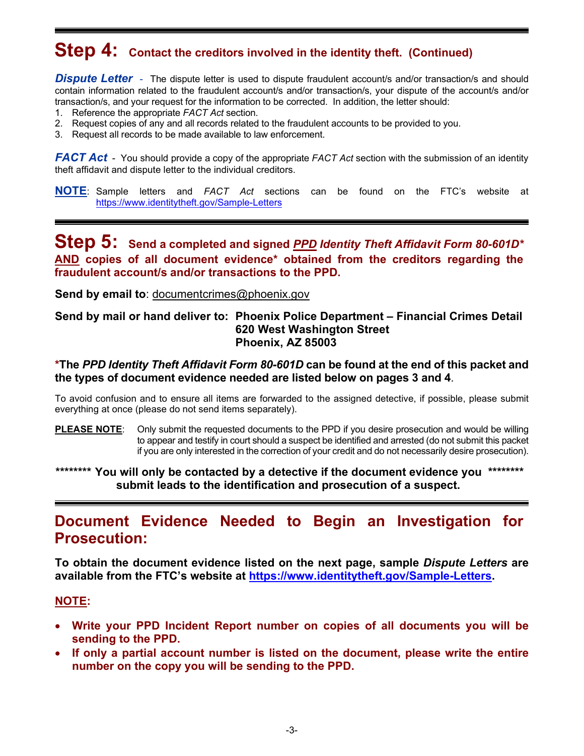## Step 4: Contact the creditors involved in the identity theft. (Continued)

***Dispute Letter*** - The dispute letter is used to dispute fraudulent account/s and/or transaction/s and should contain information related to the fraudulent account/s and/or transaction/s, your dispute of the account/s and/or transaction/s, and your request for the information to be corrected. In addition, the letter should:

1. Reference the appropriate *FACT Act* section.
2. Request copies of any and all records related to the fraudulent accounts to be provided to you.
3. Request all records to be made available to law enforcement.

***FACT Act*** - You should provide a copy of the appropriate *FACT Act* section with the submission of an identity theft affidavit and dispute letter to the individual creditors.

**NOTE**: Sample letters and *FACT Act* sections can be found on the FTC's website at https://www.identitytheft.gov/Sample-Letters

## Step 5: Send a completed and signed *PPD Identity Theft Affidavit Form 80-601D** AND copies of all document evidence* obtained from the creditors regarding the fraudulent account/s and/or transactions to the PPD.

**Send by email to**: documentcrimes@phoenix.gov

**Send by mail or hand deliver to: Phoenix Police Department – Financial Crimes Detail
620 West Washington Street
Phoenix, AZ 85003**

**\*The *PPD Identity Theft Affidavit Form 80-601D* can be found at the end of this packet and the types of document evidence needed are listed below on pages 3 and 4.**

To avoid confusion and to ensure all items are forwarded to the assigned detective, if possible, please submit everything at once (please do not send items separately).

**PLEASE NOTE**: Only submit the requested documents to the PPD if you desire prosecution and would be willing to appear and testify in court should a suspect be identified and arrested (do not submit this packet if you are only interested in the correction of your credit and do not necessarily desire prosecution).

**\*\*\*\*\*\*\*\* You will only be contacted by a detective if the document evidence you submit leads to the identification and prosecution of a suspect. \*\*\*\*\*\*\*\***

## Document Evidence Needed to Begin an Investigation for Prosecution:

**To obtain the document evidence listed on the next page, sample *Dispute Letters* are available from the FTC's website at https://www.identitytheft.gov/Sample-Letters.**

**NOTE:**

- **Write your PPD Incident Report number on copies of all documents you will be sending to the PPD.**
- **If only a partial account number is listed on the document, please write the entire number on the copy you will be sending to the PPD.**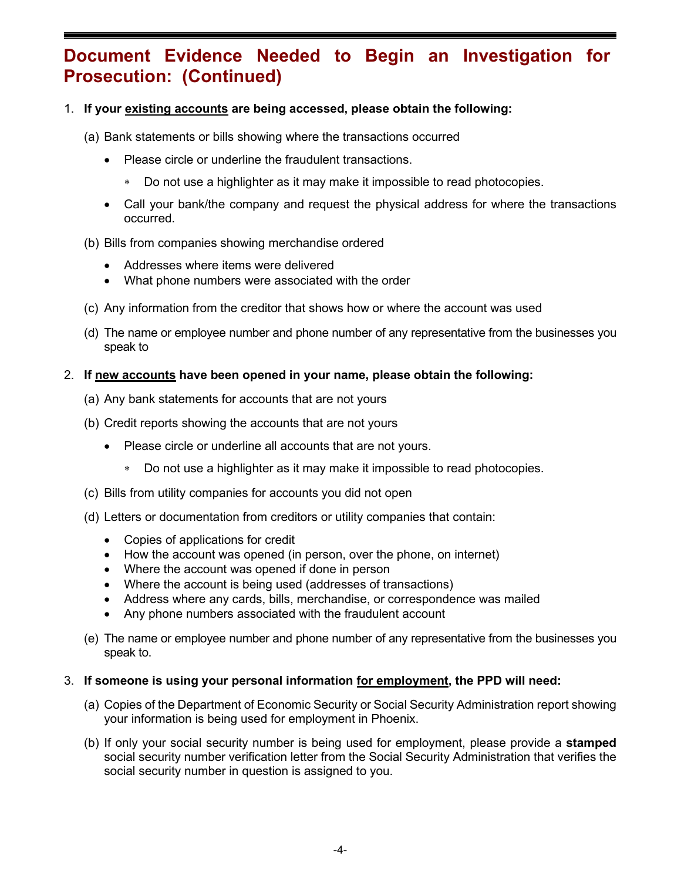# Document Evidence Needed to Begin an Investigation for Prosecution: (Continued)

1. **If your <u>existing accounts</u> are being accessed, please obtain the following:**

   (a) Bank statements or bills showing where the transactions occurred

   - Please circle or underline the fraudulent transactions.
     - Do not use a highlighter as it may make it impossible to read photocopies.
   - Call your bank/the company and request the physical address for where the transactions occurred.

   (b) Bills from companies showing merchandise ordered

   - Addresses where items were delivered
   - What phone numbers were associated with the order

   (c) Any information from the creditor that shows how or where the account was used

   (d) The name or employee number and phone number of any representative from the businesses you speak to

2. **If <u>new accounts</u> have been opened in your name, please obtain the following:**

   (a) Any bank statements for accounts that are not yours

   (b) Credit reports showing the accounts that are not yours

   - Please circle or underline all accounts that are not yours.
     - Do not use a highlighter as it may make it impossible to read photocopies.

   (c) Bills from utility companies for accounts you did not open

   (d) Letters or documentation from creditors or utility companies that contain:

   - Copies of applications for credit
   - How the account was opened (in person, over the phone, on internet)
   - Where the account was opened if done in person
   - Where the account is being used (addresses of transactions)
   - Address where any cards, bills, merchandise, or correspondence was mailed
   - Any phone numbers associated with the fraudulent account

   (e) The name or employee number and phone number of any representative from the businesses you speak to.

3. **If someone is using your personal information <u>for employment</u>, the PPD will need:**

   (a) Copies of the Department of Economic Security or Social Security Administration report showing your information is being used for employment in Phoenix.

   (b) If only your social security number is being used for employment, please provide a **stamped** social security number verification letter from the Social Security Administration that verifies the social security number in question is assigned to you.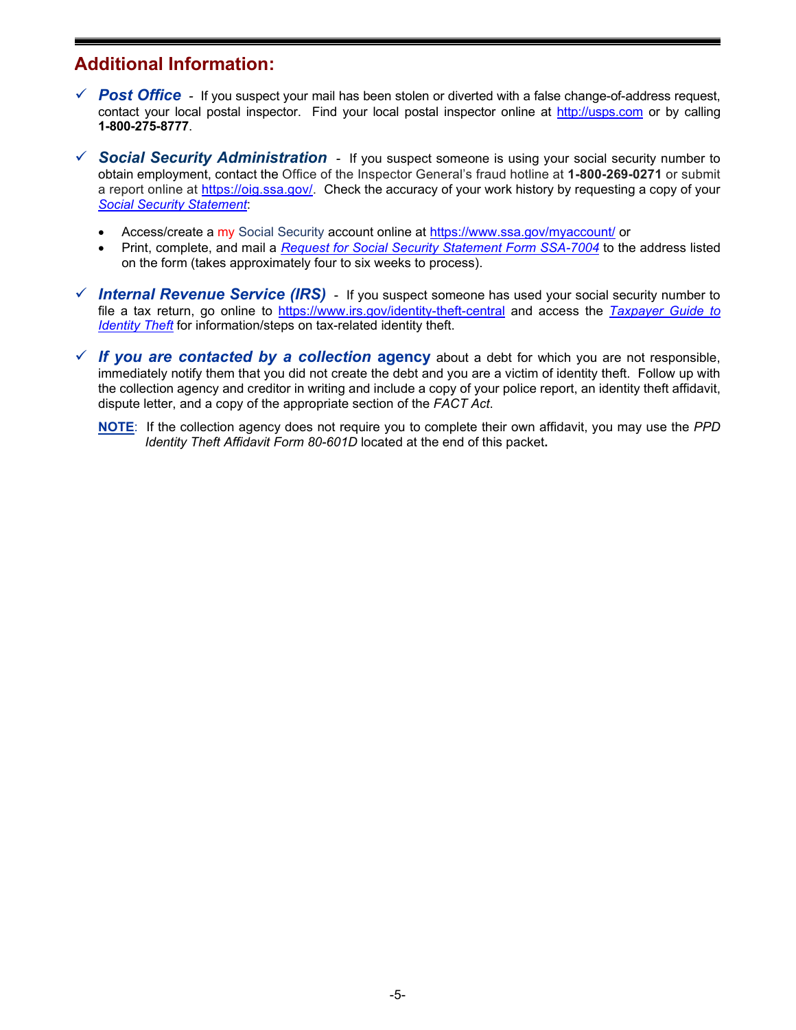## Additional Information:

- ✓ ***Post Office*** - If you suspect your mail has been stolen or diverted with a false change-of-address request, contact your local postal inspector. Find your local postal inspector online at http://usps.com or by calling **1-800-275-8777**.

- ✓ ***Social Security Administration*** - If you suspect someone is using your social security number to obtain employment, contact the Office of the Inspector General's fraud hotline at **1-800-269-0271** or submit a report online at https://oig.ssa.gov/. Check the accuracy of your work history by requesting a copy of your *Social Security Statement*:

  - Access/create a my Social Security account online at https://www.ssa.gov/myaccount/ or
  - Print, complete, and mail a *Request for Social Security Statement Form SSA-7004* to the address listed on the form (takes approximately four to six weeks to process).

- ✓ ***Internal Revenue Service (IRS)*** - If you suspect someone has used your social security number to file a tax return, go online to https://www.irs.gov/identity-theft-central and access the *Taxpayer Guide to Identity Theft* for information/steps on tax-related identity theft.

- ✓ ***If you are contacted by a collection* agency** about a debt for which you are not responsible, immediately notify them that you did not create the debt and you are a victim of identity theft. Follow up with the collection agency and creditor in writing and include a copy of your police report, an identity theft affidavit, dispute letter, and a copy of the appropriate section of the *FACT Act*.

  **NOTE**: If the collection agency does not require you to complete their own affidavit, you may use the *PPD Identity Theft Affidavit Form 80-601D* located at the end of this packet.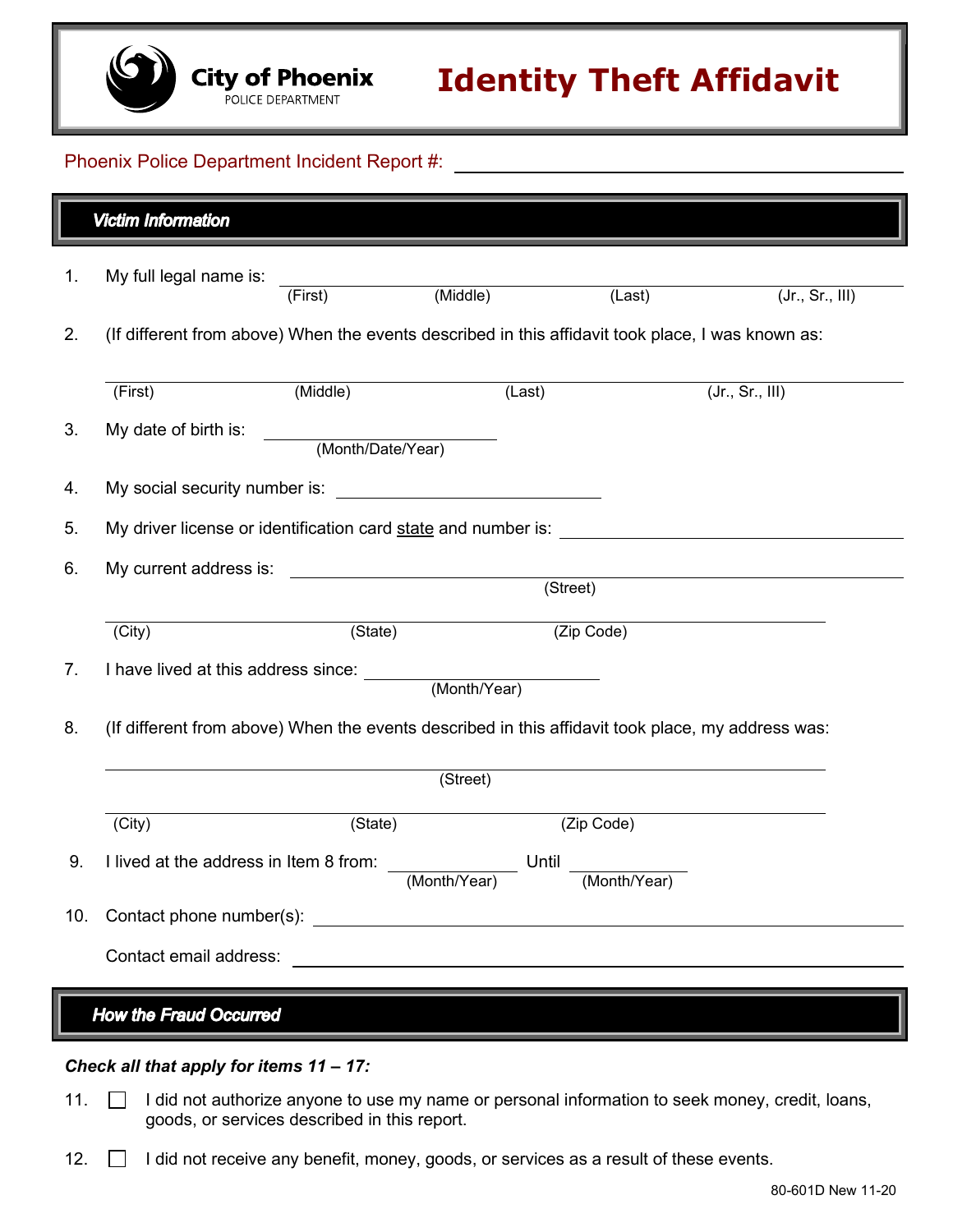City of Phoenix
POLICE DEPARTMENT

# Identity Theft Affidavit

Phoenix Police Department Incident Report #: ______________________________

## *Victim Information*

1. My full legal name is: ____________________________________________
   (First) (Middle) (Last) (Jr., Sr., III)

2. (If different from above) When the events described in this affidavit took place, I was known as:

   ____________________________________________
   (First) (Middle) (Last) (Jr., Sr., III)

3. My date of birth is: ____________________
   (Month/Date/Year)

4. My social security number is: ____________________

5. My driver license or identification card <u>state</u> and number is: ____________________

6. My current address is: ____________________________________________
   (Street)

   ____________________________________________
   (City) (State) (Zip Code)

7. I have lived at this address since: ____________________
   (Month/Year)

8. (If different from above) When the events described in this affidavit took place, my address was:

   ____________________________________________
   (Street)

   ____________________________________________
   (City) (State) (Zip Code)

9. I lived at the address in Item 8 from: ____________ Until ____________
   (Month/Year) (Month/Year)

10. Contact phone number(s): ____________________________________________

    Contact email address: ____________________________________________

## *How the Fraud Occurred*

***Check all that apply for items 11 – 17:***

11. ☐ I did not authorize anyone to use my name or personal information to seek money, credit, loans, goods, or services described in this report.

12. ☐ I did not receive any benefit, money, goods, or services as a result of these events.

80-601D New 11-20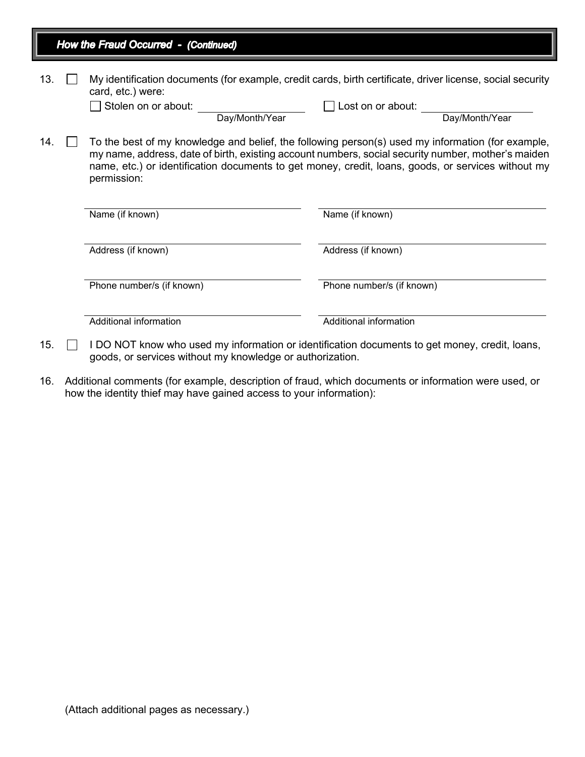## *How the Fraud Occurred - (Continued)*

13. ☐ My identification documents (for example, credit cards, birth certificate, driver license, social security card, etc.) were:

    ☐ Stolen on or about: ____________________ (Day/Month/Year)  ☐ Lost on or about: ____________________ (Day/Month/Year)

14. ☐ To the best of my knowledge and belief, the following person(s) used my information (for example, my name, address, date of birth, existing account numbers, social security number, mother's maiden name, etc.) or identification documents to get money, credit, loans, goods, or services without my permission:

| | |
|---|---|
| Name (if known) | Name (if known) |
| Address (if known) | Address (if known) |
| Phone number/s (if known) | Phone number/s (if known) |
| Additional information | Additional information |

15. ☐ I DO NOT know who used my information or identification documents to get money, credit, loans, goods, or services without my knowledge or authorization.

16. Additional comments (for example, description of fraud, which documents or information were used, or how the identity thief may have gained access to your information):

(Attach additional pages as necessary.)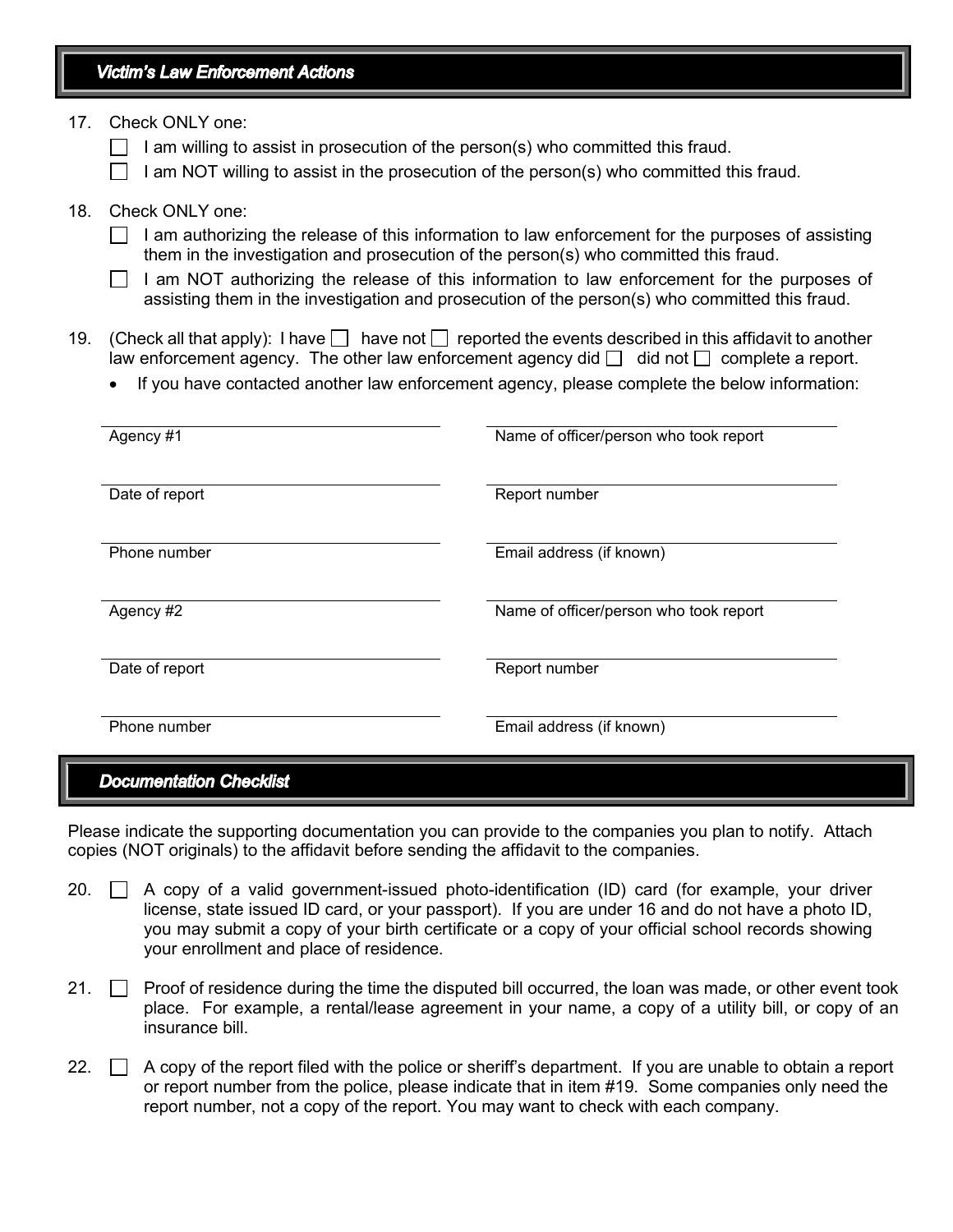## *Victim's Law Enforcement Actions*

17. Check ONLY one:
    - ☐ I am willing to assist in prosecution of the person(s) who committed this fraud.
    - ☐ I am NOT willing to assist in the prosecution of the person(s) who committed this fraud.

18. Check ONLY one:
    - ☐ I am authorizing the release of this information to law enforcement for the purposes of assisting them in the investigation and prosecution of the person(s) who committed this fraud.
    - ☐ I am NOT authorizing the release of this information to law enforcement for the purposes of assisting them in the investigation and prosecution of the person(s) who committed this fraud.

19. (Check all that apply): I have ☐ have not ☐ reported the events described in this affidavit to another law enforcement agency. The other law enforcement agency did ☐ did not ☐ complete a report.
    - If you have contacted another law enforcement agency, please complete the below information:

| | |
|---|---|
| Agency #1 | Name of officer/person who took report |
| Date of report | Report number |
| Phone number | Email address (if known) |
| Agency #2 | Name of officer/person who took report |
| Date of report | Report number |
| Phone number | Email address (if known) |

## *Documentation Checklist*

Please indicate the supporting documentation you can provide to the companies you plan to notify. Attach copies (NOT originals) to the affidavit before sending the affidavit to the companies.

20. ☐ A copy of a valid government-issued photo-identification (ID) card (for example, your driver license, state issued ID card, or your passport). If you are under 16 and do not have a photo ID, you may submit a copy of your birth certificate or a copy of your official school records showing your enrollment and place of residence.

21. ☐ Proof of residence during the time the disputed bill occurred, the loan was made, or other event took place. For example, a rental/lease agreement in your name, a copy of a utility bill, or copy of an insurance bill.

22. ☐ A copy of the report filed with the police or sheriff's department. If you are unable to obtain a report or report number from the police, please indicate that in item #19. Some companies only need the report number, not a copy of the report. You may want to check with each company.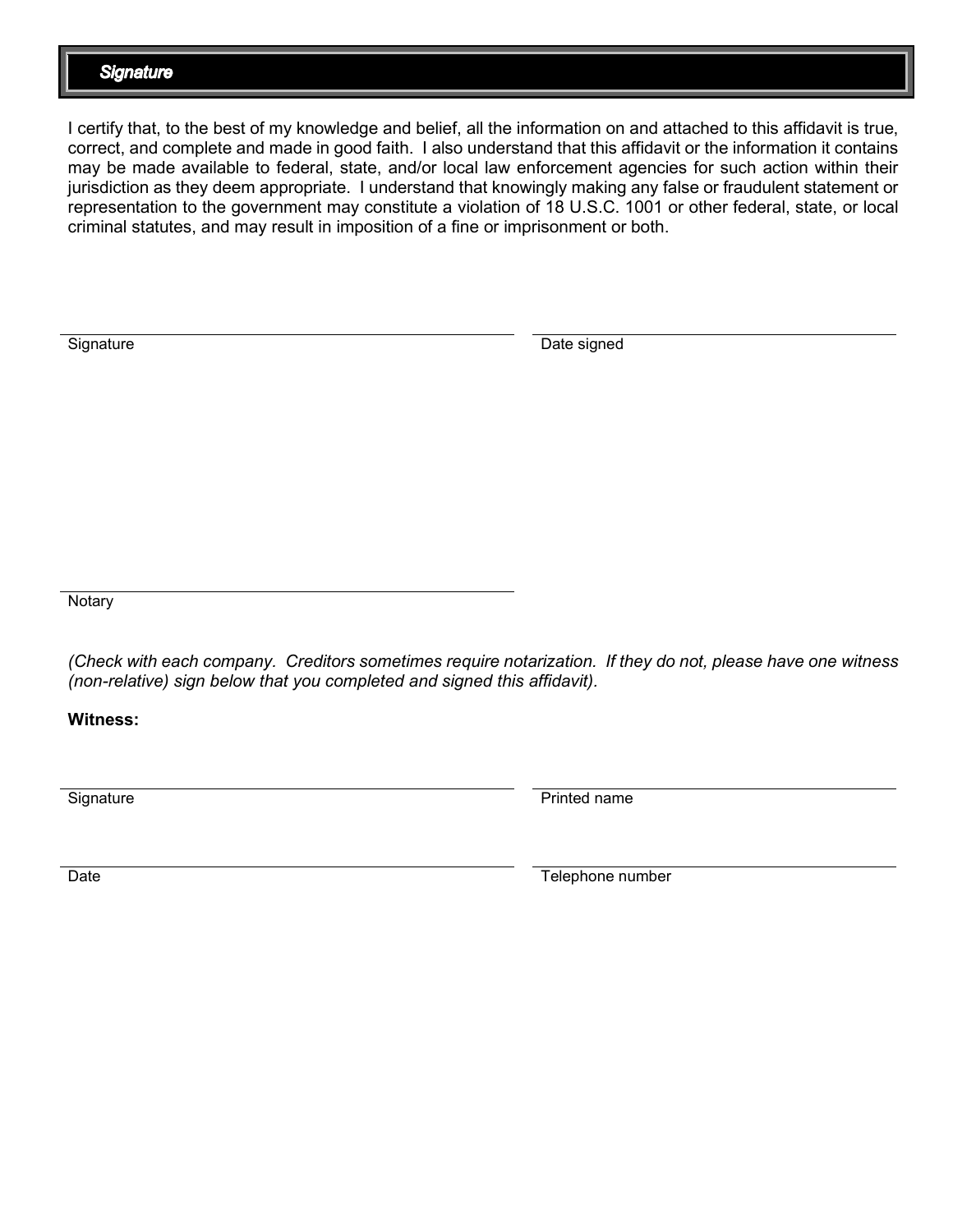## *Signature*

I certify that, to the best of my knowledge and belief, all the information on and attached to this affidavit is true, correct, and complete and made in good faith. I also understand that this affidavit or the information it contains may be made available to federal, state, and/or local law enforcement agencies for such action within their jurisdiction as they deem appropriate. I understand that knowingly making any false or fraudulent statement or representation to the government may constitute a violation of 18 U.S.C. 1001 or other federal, state, or local criminal statutes, and may result in imposition of a fine or imprisonment or both.

______________________________ ______________________________
Signature Date signed

______________________________
Notary

*(Check with each company. Creditors sometimes require notarization. If they do not, please have one witness (non-relative) sign below that you completed and signed this affidavit).*

**Witness:**

______________________________ ______________________________
Signature Printed name

______________________________ ______________________________
Date Telephone number